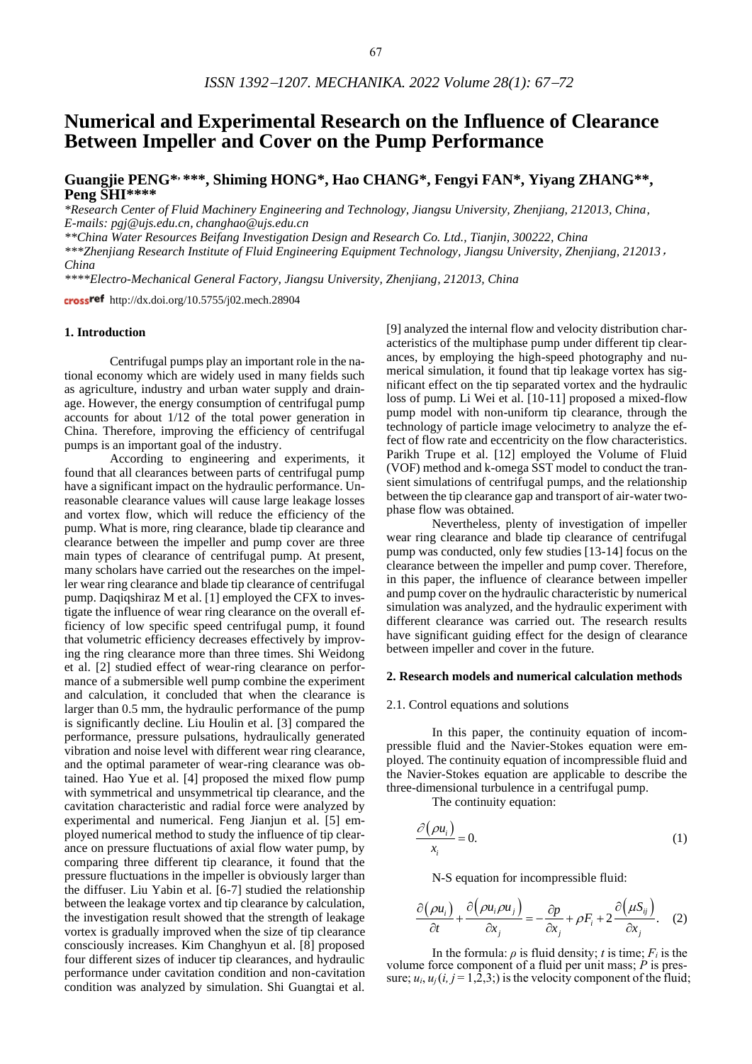# Numerical and Experimental Research on the Influence of Clearance Between Impeller and Cover on the Pump Performance

**Guangjie PENG\*, \*\*\*, Shiming HONG\*, Hao CHANG\*, Fengyi FAN\*, Yiyang ZHANG\*\*, Peng SHI\*\*\*\***

*\*Research Center of Fluid Machinery Engineering and Technology, Jiangsu University, Zhenjiang, 212013, China, E-mails: pgj@ujs.edu.cn, changhao@ujs.edu.cn*

*\*\*China Water Resources Beifang Investigation Design and Research Co. Ltd., Tianjin, 300222, China*

*\*\*\*Zhenjiang Research Institute of Fluid Engineering Equipment Technology, Jiangsu University, Zhenjiang, 212013, China*

*\*\*\*\*Electro-Mechanical General Factory, Jiangsu University, Zhenjiang, 212013, China*

crossref http://dx.doi.org/10.5755/j02.mech.28904

## 1. Introduction

Centrifugal pumps play an important role in the national economy which are widely used in many fields such as agriculture, industry and urban water supply and drainage. However, the energy consumption of centrifugal pump accounts for about 1/12 of the total power generation in China. Therefore, improving the efficiency of centrifugal pumps is an important goal of the industry.

According to engineering and experiments, it found that all clearances between parts of centrifugal pump have a significant impact on the hydraulic performance. Unreasonable clearance values will cause large leakage losses and vortex flow, which will reduce the efficiency of the pump. What is more, ring clearance, blade tip clearance and clearance between the impeller and pump cover are three main types of clearance of centrifugal pump. At present, many scholars have carried out the researches on the impeller wear ring clearance and blade tip clearance of centrifugal pump. Daqiqshiraz M et al. [1] employed the CFX to investigate the influence of wear ring clearance on the overall efficiency of low specific speed centrifugal pump, it found that volumetric efficiency decreases effectively by improving the ring clearance more than three times. Shi Weidong et al. [2] studied effect of wear-ring clearance on performance of a submersible well pump combine the experiment and calculation, it concluded that when the clearance is larger than 0.5 mm, the hydraulic performance of the pump is significantly decline. Liu Houlin et al. [3] compared the performance, pressure pulsations, hydraulically generated vibration and noise level with different wear ring clearance, and the optimal parameter of wear-ring clearance was obtained. Hao Yue et al. [4] proposed the mixed flow pump with symmetrical and unsymmetrical tip clearance, and the cavitation characteristic and radial force were analyzed by experimental and numerical. Feng Jianjun et al. [5] employed numerical method to study the influence of tip clearance on pressure fluctuations of axial flow water pump, by comparing three different tip clearance, it found that the pressure fluctuations in the impeller is obviously larger than the diffuser. Liu Yabin et al. [6-7] studied the relationship between the leakage vortex and tip clearance by calculation, the investigation result showed that the strength of leakage vortex is gradually improved when the size of tip clearance consciously increases. Kim Changhyun et al. [8] proposed four different sizes of inducer tip clearances, and hydraulic performance under cavitation condition and non-cavitation condition was analyzed by simulation. Shi Guangtai et al. [9] analyzed the internal flow and velocity distribution characteristics of the multiphase pump under different tip clearances, by employing the high-speed photography and numerical simulation, it found that tip leakage vortex has significant effect on the tip separated vortex and the hydraulic loss of pump. Li Wei et al. [10-11] proposed a mixed-flow pump model with non-uniform tip clearance, through the technology of particle image velocimetry to analyze the effect of flow rate and eccentricity on the flow characteristics. Parikh Trupe et al. [12] employed the Volume of Fluid (VOF) method and k-omega SST model to conduct the transient simulations of centrifugal pumps, and the relationship between the tip clearance gap and transport of air-water two-phase flow was obtained.

Nevertheless, plenty of investigation of impeller wear ring clearance and blade tip clearance of centrifugal pump was conducted, only few studies [13-14] focus on the clearance between the impeller and pump cover. Therefore, in this paper, the influence of clearance between impeller and pump cover on the hydraulic characteristic by numerical simulation was analyzed, and the hydraulic experiment with different clearance was carried out. The research results have significant guiding effect for the design of clearance between impeller and cover in the future.

## 2. Research models and numerical calculation methods

### 2.1. Control equations and solutions

In this paper, the continuity equation of incompressible fluid and the Navier-Stokes equation were employed. The continuity equation of incompressible fluid and the Navier-Stokes equation are applicable to describe the three-dimensional turbulence in a centrifugal pump.

The continuity equation:

$$\frac{\partial(\rho u_i)}{x_i} = 0. \tag{1}$$

N-S equation for incompressible fluid:

$$\frac{\partial(\rho u_i)}{\partial t} + \frac{\partial(\rho u_i \rho u_j)}{\partial x_j} = -\frac{\partial p}{\partial x_j} + \rho F_i + 2\frac{\partial(\mu S_{ij})}{\partial x_j}. \tag{2}$$

In the formula: $\rho$ is fluid density; $t$ is time; $F_i$ is the volume force component of a fluid per unit mass; $P$ is pressure; $u_i$, $u_j$ $(i, j = 1,2,3;)$ is the velocity component of the fluid;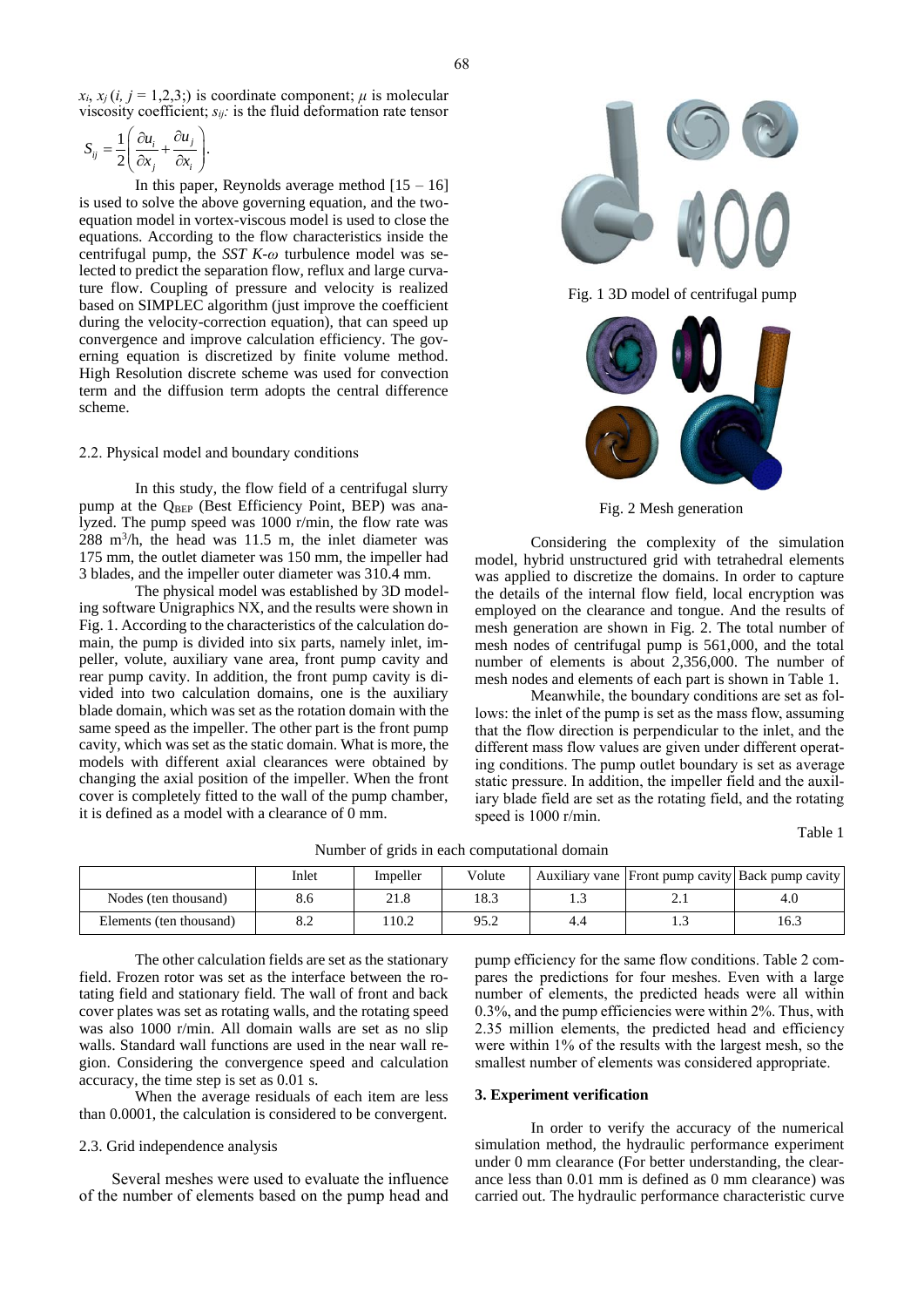$x_i$, $x_j$ ($i$, $j$ = 1,2,3;) is coordinate component; $\mu$ is molecular viscosity coefficient; $s_{ij}$: is the fluid deformation rate tensor $S_{ij} = \frac{1}{2}\left(\frac{\partial u_i}{\partial x_j} + \frac{\partial u_j}{\partial x_i}\right)$.

In this paper, Reynolds average method [15 – 16] is used to solve the above governing equation, and the two-equation model in vortex-viscous model is used to close the equations. According to the flow characteristics inside the centrifugal pump, the *SST K-ω* turbulence model was selected to predict the separation flow, reflux and large curvature flow. Coupling of pressure and velocity is realized based on SIMPLEC algorithm (just improve the coefficient during the velocity-correction equation), that can speed up convergence and improve calculation efficiency. The governing equation is discretized by finite volume method. High Resolution discrete scheme was used for convection term and the diffusion term adopts the central difference scheme.

### 2.2. Physical model and boundary conditions

In this study, the flow field of a centrifugal slurry pump at the $Q_{BEP}$ (Best Efficiency Point, BEP) was analyzed. The pump speed was 1000 r/min, the flow rate was 288 $m^3$/h, the head was 11.5 m, the inlet diameter was 175 mm, the outlet diameter was 150 mm, the impeller had 3 blades, and the impeller outer diameter was 310.4 mm.

The physical model was established by 3D modeling software Unigraphics NX, and the results were shown in Fig. 1. According to the characteristics of the calculation domain, the pump is divided into six parts, namely inlet, impeller, volute, auxiliary vane area, front pump cavity and rear pump cavity. In addition, the front pump cavity is divided into two calculation domains, one is the auxiliary blade domain, which was set as the rotation domain with the same speed as the impeller. The other part is the front pump cavity, which was set as the static domain. What is more, the models with different axial clearances were obtained by changing the axial position of the impeller. When the front cover is completely fitted to the wall of the pump chamber, it is defined as a model with a clearance of 0 mm.

Fig. 1 3D model of centrifugal pump

Fig. 2 Mesh generation

Considering the complexity of the simulation model, hybrid unstructured grid with tetrahedral elements was applied to discretize the domains. In order to capture the details of the internal flow field, local encryption was employed on the clearance and tongue. And the results of mesh generation are shown in Fig. 2. The total number of mesh nodes of centrifugal pump is 561,000, and the total number of elements is about 2,356,000. The number of mesh nodes and elements of each part is shown in Table 1.

Meanwhile, the boundary conditions are set as follows: the inlet of the pump is set as the mass flow, assuming that the flow direction is perpendicular to the inlet, and the different mass flow values are given under different operating conditions. The pump outlet boundary is set as average static pressure. In addition, the impeller field and the auxiliary blade field are set as the rotating field, and the rotating speed is 1000 r/min.

Table 1

Number of grids in each computational domain

| | Inlet | Impeller | Volute | Auxiliary vane | Front pump cavity | Back pump cavity |
|---|---|---|---|---|---|---|
| Nodes (ten thousand) | 8.6 | 21.8 | 18.3 | 1.3 | 2.1 | 4.0 |
| Elements (ten thousand) | 8.2 | 110.2 | 95.2 | 4.4 | 1.3 | 16.3 |

The other calculation fields are set as the stationary field. Frozen rotor was set as the interface between the rotating field and stationary field. The wall of front and back cover plates was set as rotating walls, and the rotating speed was also 1000 r/min. All domain walls are set as no slip walls. Standard wall functions are used in the near wall region. Considering the convergence speed and calculation accuracy, the time step is set as 0.01 s.

When the average residuals of each item are less than 0.0001, the calculation is considered to be convergent.

### 2.3. Grid independence analysis

Several meshes were used to evaluate the influence of the number of elements based on the pump head and pump efficiency for the same flow conditions. Table 2 compares the predictions for four meshes. Even with a large number of elements, the predicted heads were all within 0.3%, and the pump efficiencies were within 2%. Thus, with 2.35 million elements, the predicted head and efficiency were within 1% of the results with the largest mesh, so the smallest number of elements was considered appropriate.

## 3. Experiment verification

In order to verify the accuracy of the numerical simulation method, the hydraulic performance experiment under 0 mm clearance (For better understanding, the clearance less than 0.01 mm is defined as 0 mm clearance) was carried out. The hydraulic performance characteristic curve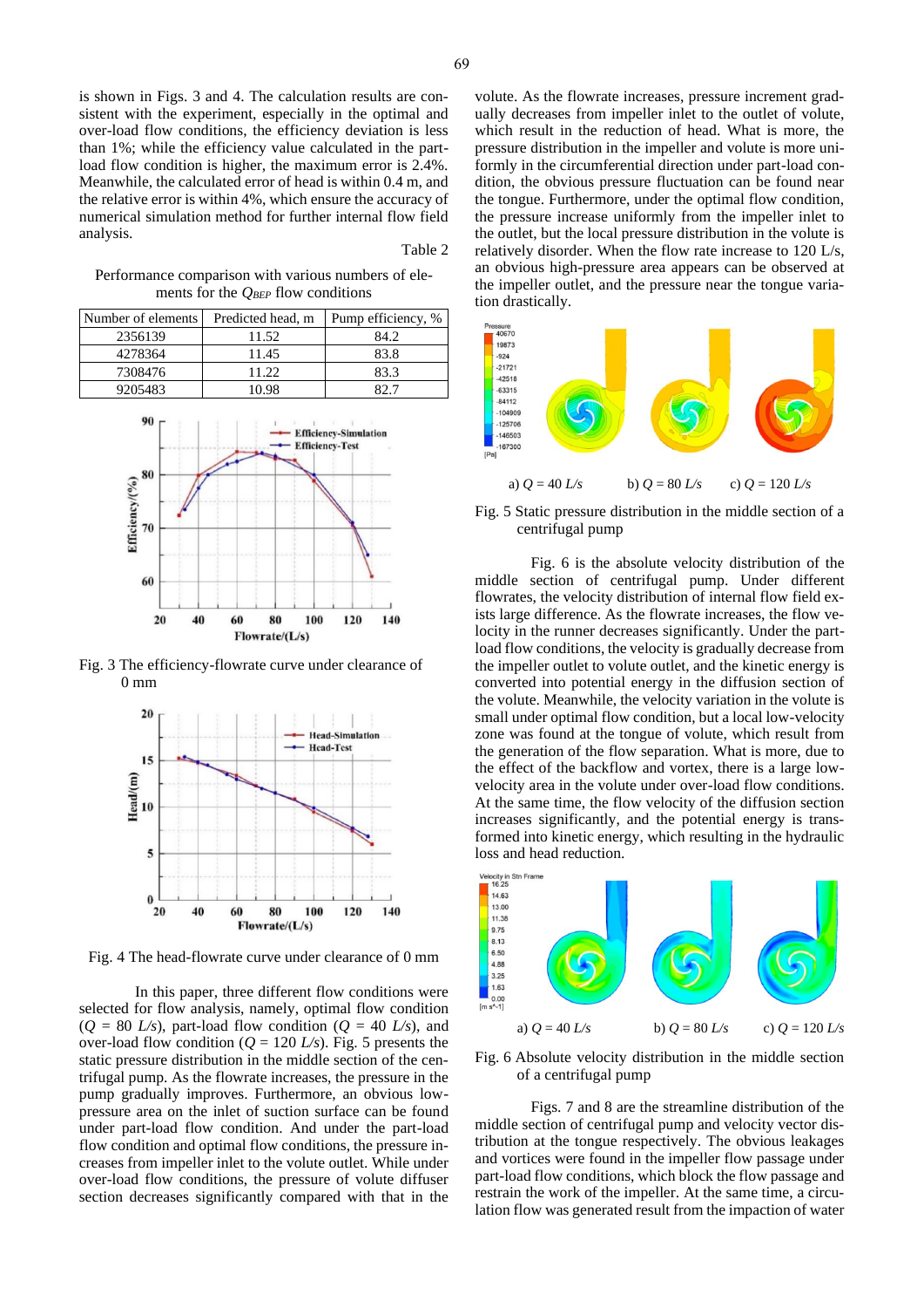is shown in Figs. 3 and 4. The calculation results are consistent with the experiment, especially in the optimal and over-load flow conditions, the efficiency deviation is less than 1%; while the efficiency value calculated in the part-load flow condition is higher, the maximum error is 2.4%. Meanwhile, the calculated error of head is within 0.4 m, and the relative error is within 4%, which ensure the accuracy of numerical simulation method for further internal flow field analysis.

Table 2

Performance comparison with various numbers of elements for the $Q_{BEP}$ flow conditions

| Number of elements | Predicted head, m | Pump efficiency, % |
|---|---|---|
| 2356139 | 11.52 | 84.2 |
| 4278364 | 11.45 | 83.8 |
| 7308476 | 11.22 | 83.3 |
| 9205483 | 10.98 | 82.7 |

Fig. 3 The efficiency-flowrate curve under clearance of 0 mm

Fig. 4 The head-flowrate curve under clearance of 0 mm

In this paper, three different flow conditions were selected for flow analysis, namely, optimal flow condition ($Q$ = 80 $L/s$), part-load flow condition ($Q$ = 40 $L/s$), and over-load flow condition ($Q$ = 120 $L/s$). Fig. 5 presents the static pressure distribution in the middle section of the centrifugal pump. As the flowrate increases, the pressure in the pump gradually improves. Furthermore, an obvious low-pressure area on the inlet of suction surface can be found under part-load flow condition. And under the part-load flow condition and optimal flow conditions, the pressure increases from impeller inlet to the volute outlet. While under over-load flow conditions, the pressure of volute diffuser section decreases significantly compared with that in the volute. As the flowrate increases, pressure increment gradually decreases from impeller inlet to the outlet of volute, which result in the reduction of head. What is more, the pressure distribution in the impeller and volute is more uniformly in the circumferential direction under part-load condition, the obvious pressure fluctuation can be found near the tongue. Furthermore, under the optimal flow condition, the pressure increase uniformly from the impeller inlet to the outlet, but the local pressure distribution in the volute is relatively disorder. When the flow rate increase to 120 L/s, an obvious high-pressure area appears can be observed at the impeller outlet, and the pressure near the tongue variation drastically.

a) $Q$ = 40 $L/s$ b) $Q$ = 80 $L/s$ c) $Q$ = 120 $L/s$

Fig. 5 Static pressure distribution in the middle section of a centrifugal pump

Fig. 6 is the absolute velocity distribution of the middle section of centrifugal pump. Under different flowrates, the velocity distribution of internal flow field exists large difference. As the flowrate increases, the flow velocity in the runner decreases significantly. Under the part-load flow conditions, the velocity is gradually decrease from the impeller outlet to volute outlet, and the kinetic energy is converted into potential energy in the diffusion section of the volute. Meanwhile, the velocity variation in the volute is small under optimal flow condition, but a local low-velocity zone was found at the tongue of volute, which result from the generation of the flow separation. What is more, due to the effect of the backflow and vortex, there is a large low-velocity area in the volute under over-load flow conditions. At the same time, the flow velocity of the diffusion section increases significantly, and the potential energy is transformed into kinetic energy, which resulting in the hydraulic loss and head reduction.

a) $Q$ = 40 $L/s$ b) $Q$ = 80 $L/s$ c) $Q$ = 120 $L/s$

Fig. 6 Absolute velocity distribution in the middle section of a centrifugal pump

Figs. 7 and 8 are the streamline distribution of the middle section of centrifugal pump and velocity vector distribution at the tongue respectively. The obvious leakages and vortices were found in the impeller flow passage under part-load flow conditions, which block the flow passage and restrain the work of the impeller. At the same time, a circulation flow was generated result from the impaction of water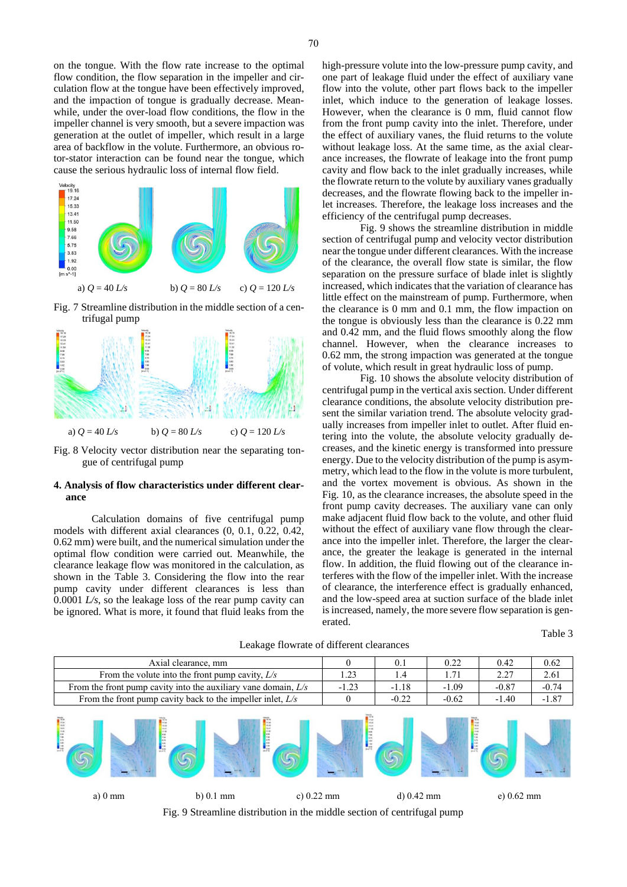on the tongue. With the flow rate increase to the optimal flow condition, the flow separation in the impeller and circulation flow at the tongue have been effectively improved, and the impaction of tongue is gradually decrease. Meanwhile, under the over-load flow conditions, the flow in the impeller channel is very smooth, but a severe impaction was generation at the outlet of impeller, which result in a large area of backflow in the volute. Furthermore, an obvious rotor-stator interaction can be found near the tongue, which cause the serious hydraulic loss of internal flow field.

a) $Q$ = 40 *L/s* b) $Q$ = 80 *L/s* c) $Q$ = 120 *L/s*

Fig. 7 Streamline distribution in the middle section of a centrifugal pump

a) $Q$ = 40 *L/s* b) $Q$ = 80 *L/s* c) $Q$ = 120 *L/s*

Fig. 8 Velocity vector distribution near the separating tongue of centrifugal pump

## 4. Analysis of flow characteristics under different clearance

Calculation domains of five centrifugal pump models with different axial clearances (0, 0.1, 0.22, 0.42, 0.62 mm) were built, and the numerical simulation under the optimal flow condition were carried out. Meanwhile, the clearance leakage flow was monitored in the calculation, as shown in the Table 3. Considering the flow into the rear pump cavity under different clearances is less than 0.0001 *L/s*, so the leakage loss of the rear pump cavity can be ignored. What is more, it found that fluid leaks from the high-pressure volute into the low-pressure pump cavity, and one part of leakage fluid under the effect of auxiliary vane flow into the volute, other part flows back to the impeller inlet, which induce to the generation of leakage losses. However, when the clearance is 0 mm, fluid cannot flow from the front pump cavity into the inlet. Therefore, under the effect of auxiliary vanes, the fluid returns to the volute without leakage loss. At the same time, as the axial clearance increases, the flowrate of leakage into the front pump cavity and flow back to the inlet gradually increases, while the flowrate return to the volute by auxiliary vanes gradually decreases, and the flowrate flowing back to the impeller inlet increases. Therefore, the leakage loss increases and the efficiency of the centrifugal pump decreases.

Fig. 9 shows the streamline distribution in middle section of centrifugal pump and velocity vector distribution near the tongue under different clearances. With the increase of the clearance, the overall flow state is similar, the flow separation on the pressure surface of blade inlet is slightly increased, which indicates that the variation of clearance has little effect on the mainstream of pump. Furthermore, when the clearance is 0 mm and 0.1 mm, the flow impaction on the tongue is obviously less than the clearance is 0.22 mm and 0.42 mm, and the fluid flows smoothly along the flow channel. However, when the clearance increases to 0.62 mm, the strong impaction was generated at the tongue of volute, which result in great hydraulic loss of pump.

Fig. 10 shows the absolute velocity distribution of centrifugal pump in the vertical axis section. Under different clearance conditions, the absolute velocity distribution present the similar variation trend. The absolute velocity gradually increases from impeller inlet to outlet. After fluid entering into the volute, the absolute velocity gradually decreases, and the kinetic energy is transformed into pressure energy. Due to the velocity distribution of the pump is asymmetry, which lead to the flow in the volute is more turbulent, and the vortex movement is obvious. As shown in the Fig. 10, as the clearance increases, the absolute speed in the front pump cavity decreases. The auxiliary vane can only make adjacent fluid flow back to the volute, and other fluid without the effect of auxiliary vane flow through the clearance into the impeller inlet. Therefore, the larger the clearance, the greater the leakage is generated in the internal flow. In addition, the fluid flowing out of the clearance interferes with the flow of the impeller inlet. With the increase of clearance, the interference effect is gradually enhanced, and the low-speed area at suction surface of the blade inlet is increased, namely, the more severe flow separation is generated.

Table 3

Leakage flowrate of different clearances

| Axial clearance, mm | 0 | 0.1 | 0.22 | 0.42 | 0.62 |
|---|---|---|---|---|---|
| From the volute into the front pump cavity, *L/s* | 1.23 | 1.4 | 1.71 | 2.27 | 2.61 |
| From the front pump cavity into the auxiliary vane domain, *L/s* | -1.23 | -1.18 | -1.09 | -0.87 | -0.74 |
| From the front pump cavity back to the impeller inlet, *L/s* | 0 | -0.22 | -0.62 | -1.40 | -1.87 |

a) 0 mm b) 0.1 mm c) 0.22 mm d) 0.42 mm e) 0.62 mm

Fig. 9 Streamline distribution in the middle section of centrifugal pump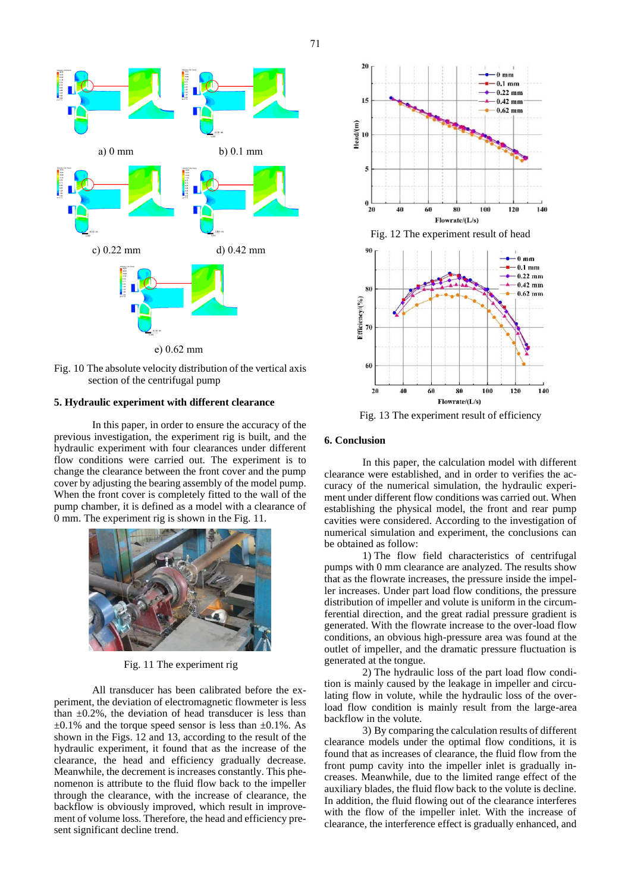a) 0 mm

b) 0.1 mm

c) 0.22 mm

d) 0.42 mm

e) 0.62 mm

Fig. 10 The absolute velocity distribution of the vertical axis section of the centrifugal pump

## 5. Hydraulic experiment with different clearance

In this paper, in order to ensure the accuracy of the previous investigation, the experiment rig is built, and the hydraulic experiment with four clearances under different flow conditions were carried out. The experiment is to change the clearance between the front cover and the pump cover by adjusting the bearing assembly of the model pump. When the front cover is completely fitted to the wall of the pump chamber, it is defined as a model with a clearance of 0 mm. The experiment rig is shown in the Fig. 11.

Fig. 11 The experiment rig

All transducer has been calibrated before the experiment, the deviation of electromagnetic flowmeter is less than ±0.2%, the deviation of head transducer is less than ±0.1% and the torque speed sensor is less than ±0.1%. As shown in the Figs. 12 and 13, according to the result of the hydraulic experiment, it found that as the increase of the clearance, the head and efficiency gradually decrease. Meanwhile, the decrement is increases constantly. This phenomenon is attribute to the fluid flow back to the impeller through the clearance, with the increase of clearance, the backflow is obviously improved, which result in improvement of volume loss. Therefore, the head and efficiency present significant decline trend.

Fig. 12 The experiment result of head

Fig. 13 The experiment result of efficiency

## 6. Conclusion

In this paper, the calculation model with different clearance were established, and in order to verifies the accuracy of the numerical simulation, the hydraulic experiment under different flow conditions was carried out. When establishing the physical model, the front and rear pump cavities were considered. According to the investigation of numerical simulation and experiment, the conclusions can be obtained as follow:

1) The flow field characteristics of centrifugal pumps with 0 mm clearance are analyzed. The results show that as the flowrate increases, the pressure inside the impeller increases. Under part load flow conditions, the pressure distribution of impeller and volute is uniform in the circumferential direction, and the great radial pressure gradient is generated. With the flowrate increase to the over-load flow conditions, an obvious high-pressure area was found at the outlet of impeller, and the dramatic pressure fluctuation is generated at the tongue.

2) The hydraulic loss of the part load flow condition is mainly caused by the leakage in impeller and circulating flow in volute, while the hydraulic loss of the overload flow condition is mainly result from the large-area backflow in the volute.

3) By comparing the calculation results of different clearance models under the optimal flow conditions, it is found that as increases of clearance, the fluid flow from the front pump cavity into the impeller inlet is gradually increases. Meanwhile, due to the limited range effect of the auxiliary blades, the fluid flow back to the volute is decline. In addition, the fluid flowing out of the clearance interferes with the flow of the impeller inlet. With the increase of clearance, the interference effect is gradually enhanced, and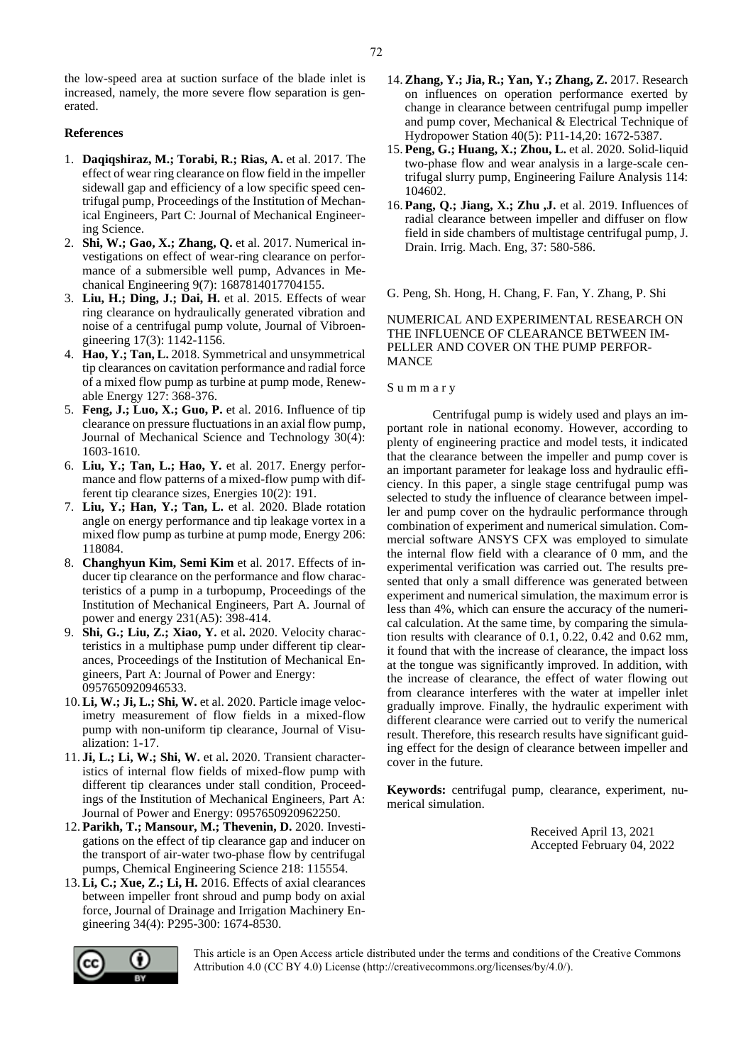the low-speed area at suction surface of the blade inlet is increased, namely, the more severe flow separation is generated.

## References

1. **Daqiqshiraz, M.; Torabi, R.; Rias, A.** et al. 2017. The effect of wear ring clearance on flow field in the impeller sidewall gap and efficiency of a low specific speed centrifugal pump, Proceedings of the Institution of Mechanical Engineers, Part C: Journal of Mechanical Engineering Science.
2. **Shi, W.; Gao, X.; Zhang, Q.** et al. 2017. Numerical investigations on effect of wear-ring clearance on performance of a submersible well pump, Advances in Mechanical Engineering 9(7): 1687814017704155.
3. **Liu, H.; Ding, J.; Dai, H.** et al. 2015. Effects of wear ring clearance on hydraulically generated vibration and noise of a centrifugal pump volute, Journal of Vibroengineering 17(3): 1142-1156.
4. **Hao, Y.; Tan, L.** 2018. Symmetrical and unsymmetrical tip clearances on cavitation performance and radial force of a mixed flow pump as turbine at pump mode, Renewable Energy 127: 368-376.
5. **Feng, J.; Luo, X.; Guo, P.** et al. 2016. Influence of tip clearance on pressure fluctuations in an axial flow pump, Journal of Mechanical Science and Technology 30(4): 1603-1610.
6. **Liu, Y.; Tan, L.; Hao, Y.** et al. 2017. Energy performance and flow patterns of a mixed-flow pump with different tip clearance sizes, Energies 10(2): 191.
7. **Liu, Y.; Han, Y.; Tan, L.** et al. 2020. Blade rotation angle on energy performance and tip leakage vortex in a mixed flow pump as turbine at pump mode, Energy 206: 118084.
8. **Changhyun Kim, Semi Kim** et al. 2017. Effects of inducer tip clearance on the performance and flow characteristics of a pump in a turbopump, Proceedings of the Institution of Mechanical Engineers, Part A. Journal of power and energy 231(A5): 398-414.
9. **Shi, G.; Liu, Z.; Xiao, Y.** et al**.** 2020. Velocity characteristics in a multiphase pump under different tip clearances, Proceedings of the Institution of Mechanical Engineers, Part A: Journal of Power and Energy: 0957650920946533.
10. **Li, W.; Ji, L.; Shi, W.** et al. 2020. Particle image velocimetry measurement of flow fields in a mixed-flow pump with non-uniform tip clearance, Journal of Visualization: 1-17.
11. **Ji, L.; Li, W.; Shi, W.** et al**.** 2020. Transient characteristics of internal flow fields of mixed-flow pump with different tip clearances under stall condition, Proceedings of the Institution of Mechanical Engineers, Part A: Journal of Power and Energy: 0957650920962250.
12. **Parikh, T.; Mansour, M.; Thevenin, D.** 2020. Investigations on the effect of tip clearance gap and inducer on the transport of air-water two-phase flow by centrifugal pumps, Chemical Engineering Science 218: 115554.
13. **Li, C.; Xue, Z.; Li, H.** 2016. Effects of axial clearances between impeller front shroud and pump body on axial force, Journal of Drainage and Irrigation Machinery Engineering 34(4): P295-300: 1674-8530.
14. **Zhang, Y.; Jia, R.; Yan, Y.; Zhang, Z.** 2017. Research on influences on operation performance exerted by change in clearance between centrifugal pump impeller and pump cover, Mechanical & Electrical Technique of Hydropower Station 40(5): P11-14,20: 1672-5387.
15. **Peng, G.; Huang, X.; Zhou, L.** et al. 2020. Solid-liquid two-phase flow and wear analysis in a large-scale centrifugal slurry pump, Engineering Failure Analysis 114: 104602.
16. **Pang, Q.; Jiang, X.; Zhu ,J.** et al. 2019. Influences of radial clearance between impeller and diffuser on flow field in side chambers of multistage centrifugal pump, J. Drain. Irrig. Mach. Eng, 37: 580-586.

G. Peng, Sh. Hong, H. Chang, F. Fan, Y. Zhang, P. Shi

NUMERICAL AND EXPERIMENTAL RESEARCH ON THE INFLUENCE OF CLEARANCE BETWEEN IMPELLER AND COVER ON THE PUMP PERFORMANCE

S u m m a r y

Centrifugal pump is widely used and plays an important role in national economy. However, according to plenty of engineering practice and model tests, it indicated that the clearance between the impeller and pump cover is an important parameter for leakage loss and hydraulic efficiency. In this paper, a single stage centrifugal pump was selected to study the influence of clearance between impeller and pump cover on the hydraulic performance through combination of experiment and numerical simulation. Commercial software ANSYS CFX was employed to simulate the internal flow field with a clearance of 0 mm, and the experimental verification was carried out. The results presented that only a small difference was generated between experiment and numerical simulation, the maximum error is less than 4%, which can ensure the accuracy of the numerical calculation. At the same time, by comparing the simulation results with clearance of 0.1, 0.22, 0.42 and 0.62 mm, it found that with the increase of clearance, the impact loss at the tongue was significantly improved. In addition, with the increase of clearance, the effect of water flowing out from clearance interferes with the water at impeller inlet gradually improve. Finally, the hydraulic experiment with different clearance were carried out to verify the numerical result. Therefore, this research results have significant guiding effect for the design of clearance between impeller and cover in the future.

**Keywords:** centrifugal pump, clearance, experiment, numerical simulation.

Received April 13, 2021
Accepted February 04, 2022

This article is an Open Access article distributed under the terms and conditions of the Creative Commons Attribution 4.0 (CC BY 4.0) License (http://creativecommons.org/licenses/by/4.0/).